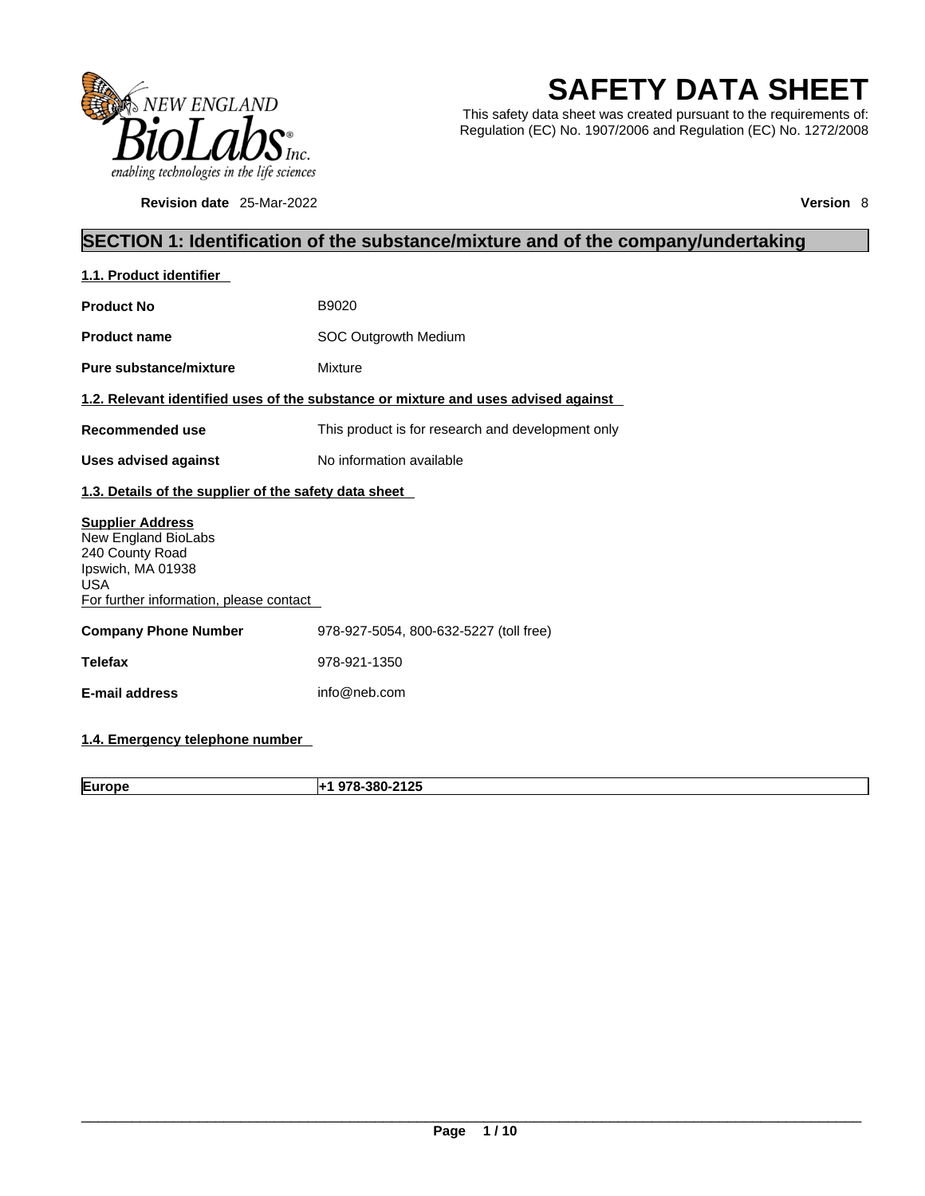# SAFETY DATA SHEET

This safety data sheet was created pursuant to the requirements of: Regulation (EC) No. 1907/2006 and Regulation (EC) No. 1272/2008

**Revision date** 25-Mar-2022 **Version** 8

## SECTION 1: Identification of the substance/mixture and of the company/undertaking

### 1.1. Product identifier

**Product No** B9020

**Product name** SOC Outgrowth Medium

**Pure substance/mixture** Mixture

### 1.2. Relevant identified uses of the substance or mixture and uses advised against

**Recommended use** This product is for research and development only

**Uses advised against** No information available

### 1.3. Details of the supplier of the safety data sheet

**Supplier Address**
New England BioLabs
240 County Road
Ipswich, MA 01938
USA
For further information, please contact

**Company Phone Number** 978-927-5054, 800-632-5227 (toll free)

**Telefax** 978-921-1350

**E-mail address** info@neb.com

### 1.4. Emergency telephone number

| Europe | +1 978-380-2125 |
|---|---|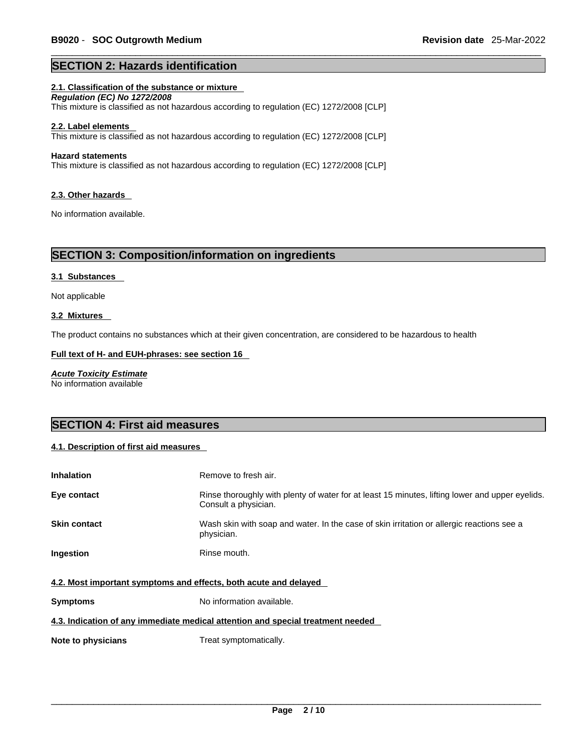## SECTION 2: Hazards identification

### 2.1. Classification of the substance or mixture

***Regulation (EC) No 1272/2008***

This mixture is classified as not hazardous according to regulation (EC) 1272/2008 [CLP]

### 2.2. Label elements

This mixture is classified as not hazardous according to regulation (EC) 1272/2008 [CLP]

**Hazard statements**

This mixture is classified as not hazardous according to regulation (EC) 1272/2008 [CLP]

### 2.3. Other hazards

No information available.

## SECTION 3: Composition/information on ingredients

### 3.1 Substances

Not applicable

### 3.2 Mixtures

The product contains no substances which at their given concentration, are considered to be hazardous to health

**Full text of H- and EUH-phrases: see section 16**

***Acute Toxicity Estimate***

No information available

## SECTION 4: First aid measures

### 4.1. Description of first aid measures

| | |
|---|---|
| **Inhalation** | Remove to fresh air. |
| **Eye contact** | Rinse thoroughly with plenty of water for at least 15 minutes, lifting lower and upper eyelids. Consult a physician. |
| **Skin contact** | Wash skin with soap and water. In the case of skin irritation or allergic reactions see a physician. |
| **Ingestion** | Rinse mouth. |

### 4.2. Most important symptoms and effects, both acute and delayed

| | |
|---|---|
| **Symptoms** | No information available. |

### 4.3. Indication of any immediate medical attention and special treatment needed

| | |
|---|---|
| **Note to physicians** | Treat symptomatically. |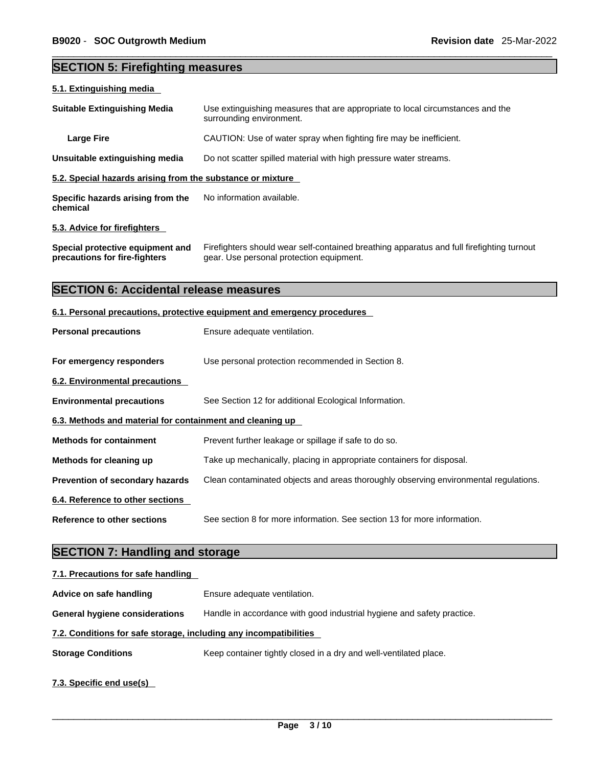## SECTION 5: Firefighting measures

### 5.1. Extinguishing media

| | |
|---|---|
| **Suitable Extinguishing Media** | Use extinguishing measures that are appropriate to local circumstances and the surrounding environment. |
| **Large Fire** | CAUTION: Use of water spray when fighting fire may be inefficient. |
| **Unsuitable extinguishing media** | Do not scatter spilled material with high pressure water streams. |

### 5.2. Special hazards arising from the substance or mixture

| | |
|---|---|
| **Specific hazards arising from the chemical** | No information available. |

### 5.3. Advice for firefighters

| | |
|---|---|
| **Special protective equipment and precautions for fire-fighters** | Firefighters should wear self-contained breathing apparatus and full firefighting turnout gear. Use personal protection equipment. |

## SECTION 6: Accidental release measures

### 6.1. Personal precautions, protective equipment and emergency procedures

| | |
|---|---|
| **Personal precautions** | Ensure adequate ventilation. |
| **For emergency responders** | Use personal protection recommended in Section 8. |

### 6.2. Environmental precautions

| | |
|---|---|
| **Environmental precautions** | See Section 12 for additional Ecological Information. |

### 6.3. Methods and material for containment and cleaning up

| | |
|---|---|
| **Methods for containment** | Prevent further leakage or spillage if safe to do so. |
| **Methods for cleaning up** | Take up mechanically, placing in appropriate containers for disposal. |
| **Prevention of secondary hazards** | Clean contaminated objects and areas thoroughly observing environmental regulations. |

### 6.4. Reference to other sections

| | |
|---|---|
| **Reference to other sections** | See section 8 for more information. See section 13 for more information. |

## SECTION 7: Handling and storage

### 7.1. Precautions for safe handling

| | |
|---|---|
| **Advice on safe handling** | Ensure adequate ventilation. |
| **General hygiene considerations** | Handle in accordance with good industrial hygiene and safety practice. |

### 7.2. Conditions for safe storage, including any incompatibilities

| | |
|---|---|
| **Storage Conditions** | Keep container tightly closed in a dry and well-ventilated place. |

### 7.3. Specific end use(s)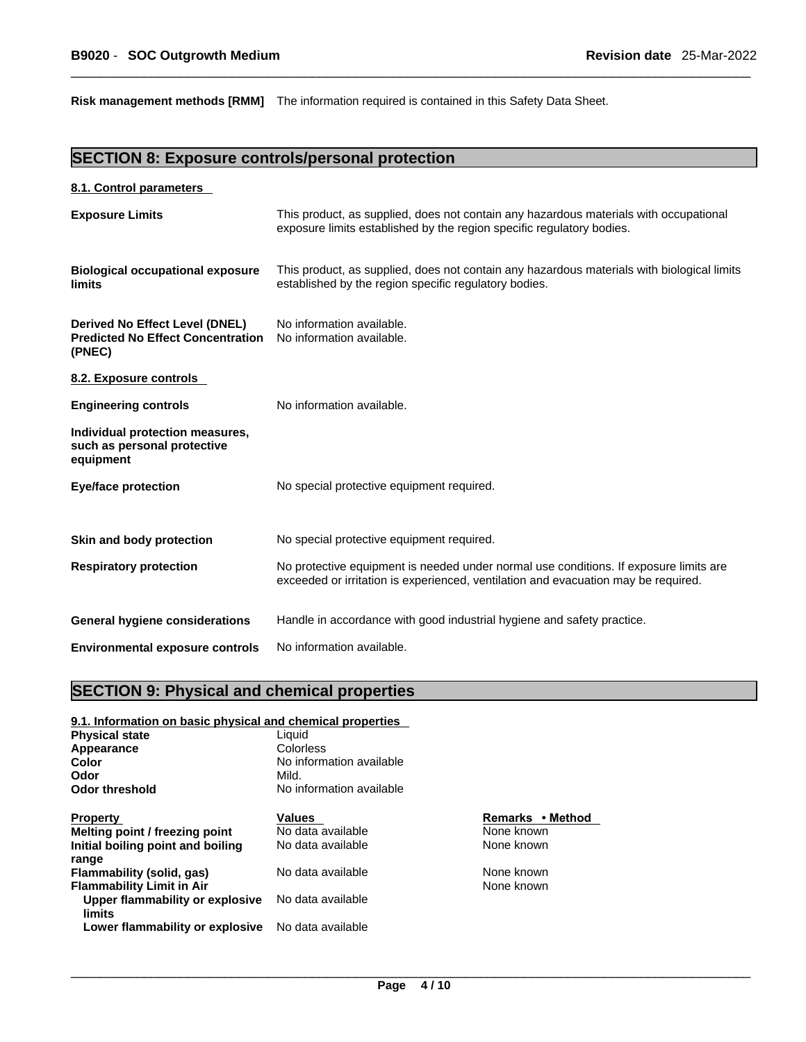**Risk management methods [RMM]** The information required is contained in this Safety Data Sheet.

## SECTION 8: Exposure controls/personal protection

### 8.1. Control parameters

**Exposure Limits** This product, as supplied, does not contain any hazardous materials with occupational exposure limits established by the region specific regulatory bodies.

**Biological occupational exposure limits** This product, as supplied, does not contain any hazardous materials with biological limits established by the region specific regulatory bodies.

**Derived No Effect Level (DNEL)** No information available.
**Predicted No Effect Concentration (PNEC)** No information available.

### 8.2. Exposure controls

**Engineering controls** No information available.

**Individual protection measures, such as personal protective equipment**

**Eye/face protection** No special protective equipment required.

**Skin and body protection** No special protective equipment required.

**Respiratory protection** No protective equipment is needed under normal use conditions. If exposure limits are exceeded or irritation is experienced, ventilation and evacuation may be required.

**General hygiene considerations** Handle in accordance with good industrial hygiene and safety practice.

**Environmental exposure controls** No information available.

## SECTION 9: Physical and chemical properties

### 9.1. Information on basic physical and chemical properties

**Physical state** Liquid
**Appearance** Colorless
**Color** No information available
**Odor** Mild.
**Odor threshold** No information available

| Property | Values | Remarks • Method |
|---|---|---|
| Melting point / freezing point | No data available | None known |
| Initial boiling point and boiling range | No data available | None known |
| Flammability (solid, gas) | No data available | None known |
| Flammability Limit in Air | | None known |
| Upper flammability or explosive limits | No data available | |
| Lower flammability or explosive | No data available | |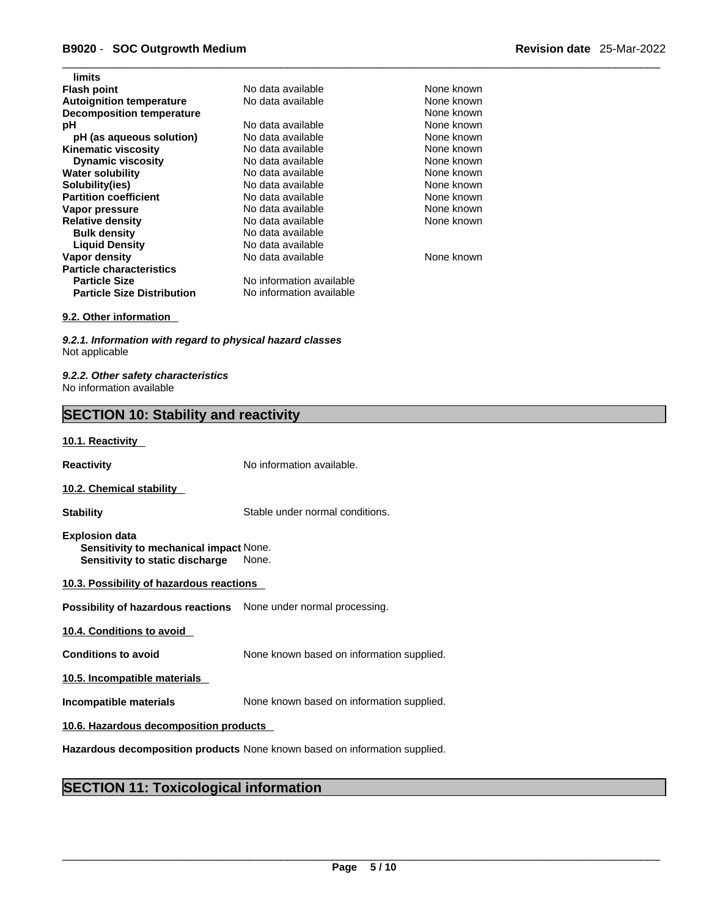| limits | | |
| --- | --- | --- |
| **Flash point** | No data available | None known |
| **Autoignition temperature** | No data available | None known |
| **Decomposition temperature** | | None known |
| **pH** | No data available | None known |
| **pH (as aqueous solution)** | No data available | None known |
| **Kinematic viscosity** | No data available | None known |
| **Dynamic viscosity** | No data available | None known |
| **Water solubility** | No data available | None known |
| **Solubility(ies)** | No data available | None known |
| **Partition coefficient** | No data available | None known |
| **Vapor pressure** | No data available | None known |
| **Relative density** | No data available | None known |
| **Bulk density** | No data available | |
| **Liquid Density** | No data available | |
| **Vapor density** | No data available | None known |
| **Particle characteristics** | | |
| **Particle Size** | No information available | |
| **Particle Size Distribution** | No information available | |

**9.2. Other information**

***9.2.1. Information with regard to physical hazard classes***
Not applicable

***9.2.2. Other safety characteristics***
No information available

## SECTION 10: Stability and reactivity

**10.1. Reactivity**

**Reactivity** No information available.

**10.2. Chemical stability**

**Stability** Stable under normal conditions.

**Explosion data**
**Sensitivity to mechanical impact** None.
**Sensitivity to static discharge** None.

**10.3. Possibility of hazardous reactions**

**Possibility of hazardous reactions** None under normal processing.

**10.4. Conditions to avoid**

**Conditions to avoid** None known based on information supplied.

**10.5. Incompatible materials**

**Incompatible materials** None known based on information supplied.

**10.6. Hazardous decomposition products**

**Hazardous decomposition products** None known based on information supplied.

## SECTION 11: Toxicological information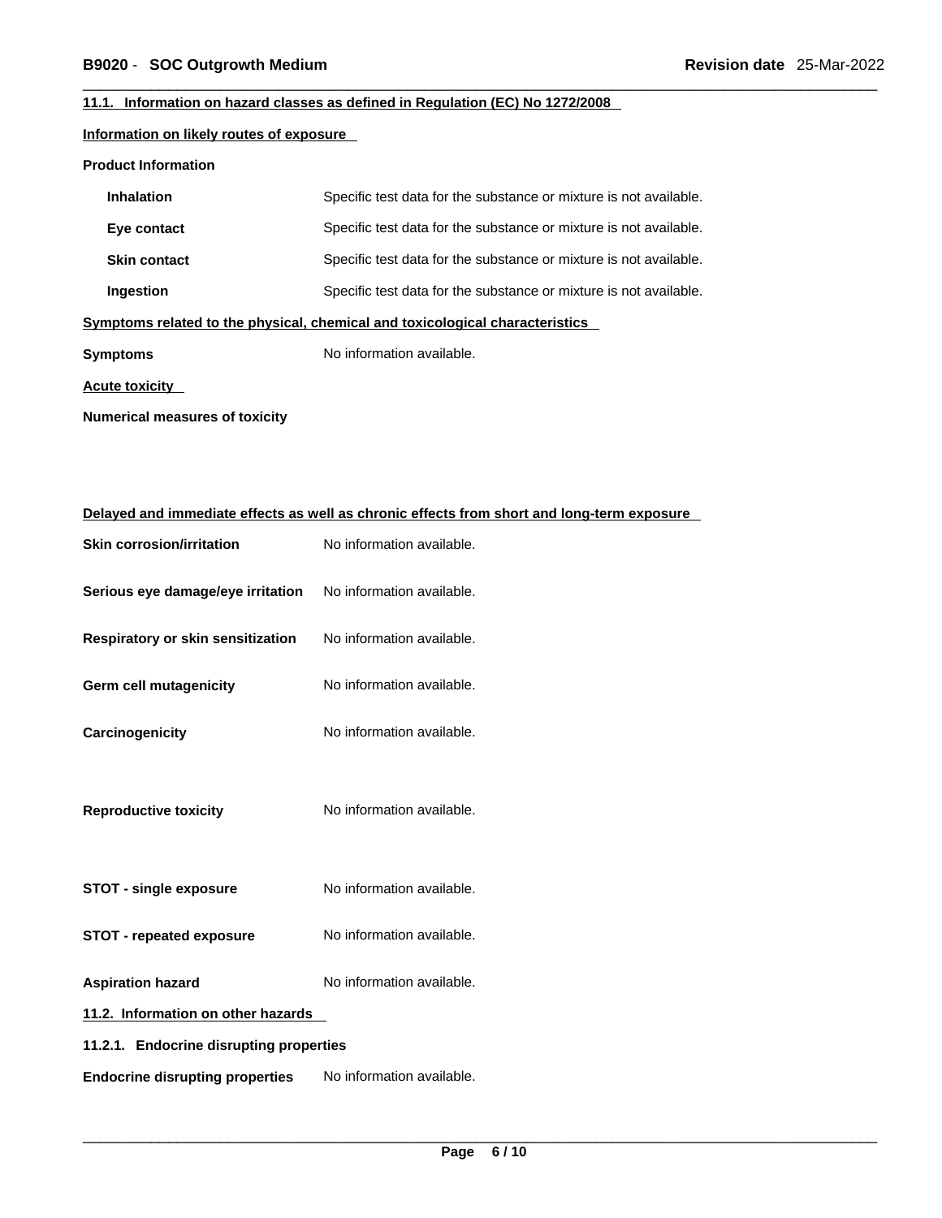## 11.1. Information on hazard classes as defined in Regulation (EC) No 1272/2008

### Information on likely routes of exposure

**Product Information**

| | |
|---|---|
| **Inhalation** | Specific test data for the substance or mixture is not available. |
| **Eye contact** | Specific test data for the substance or mixture is not available. |
| **Skin contact** | Specific test data for the substance or mixture is not available. |
| **Ingestion** | Specific test data for the substance or mixture is not available. |

### Symptoms related to the physical, chemical and toxicological characteristics

**Symptoms** No information available.

### Acute toxicity

**Numerical measures of toxicity**

### Delayed and immediate effects as well as chronic effects from short and long-term exposure

| | |
|---|---|
| **Skin corrosion/irritation** | No information available. |
| **Serious eye damage/eye irritation** | No information available. |
| **Respiratory or skin sensitization** | No information available. |
| **Germ cell mutagenicity** | No information available. |
| **Carcinogenicity** | No information available. |
| **Reproductive toxicity** | No information available. |
| **STOT - single exposure** | No information available. |
| **STOT - repeated exposure** | No information available. |
| **Aspiration hazard** | No information available. |

## 11.2. Information on other hazards

### 11.2.1. Endocrine disrupting properties

**Endocrine disrupting properties** No information available.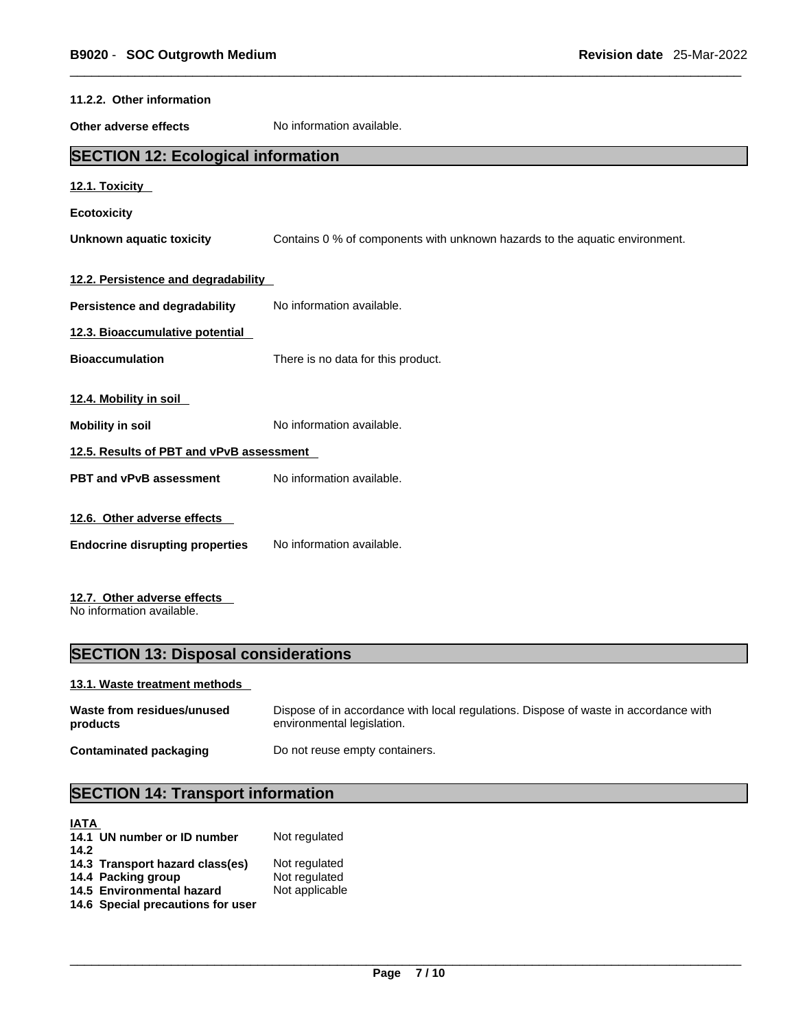**11.2.2. Other information**

**Other adverse effects** No information available.

## SECTION 12: Ecological information

**12.1. Toxicity**

**Ecotoxicity**

**Unknown aquatic toxicity** Contains 0 % of components with unknown hazards to the aquatic environment.

**12.2. Persistence and degradability**

**Persistence and degradability** No information available.

**12.3. Bioaccumulative potential**

**Bioaccumulation** There is no data for this product.

**12.4. Mobility in soil**

**Mobility in soil** No information available.

**12.5. Results of PBT and vPvB assessment**

**PBT and vPvB assessment** No information available.

**12.6. Other adverse effects**

**Endocrine disrupting properties** No information available.

**12.7. Other adverse effects**

No information available.

## SECTION 13: Disposal considerations

**13.1. Waste treatment methods**

**Waste from residues/unused products** Dispose of in accordance with local regulations. Dispose of waste in accordance with environmental legislation.

**Contaminated packaging** Do not reuse empty containers.

## SECTION 14: Transport information

**IATA**

**14.1 UN number or ID number** Not regulated
**14.2**
**14.3 Transport hazard class(es)** Not regulated
**14.4 Packing group** Not regulated
**14.5 Environmental hazard** Not applicable
**14.6 Special precautions for user**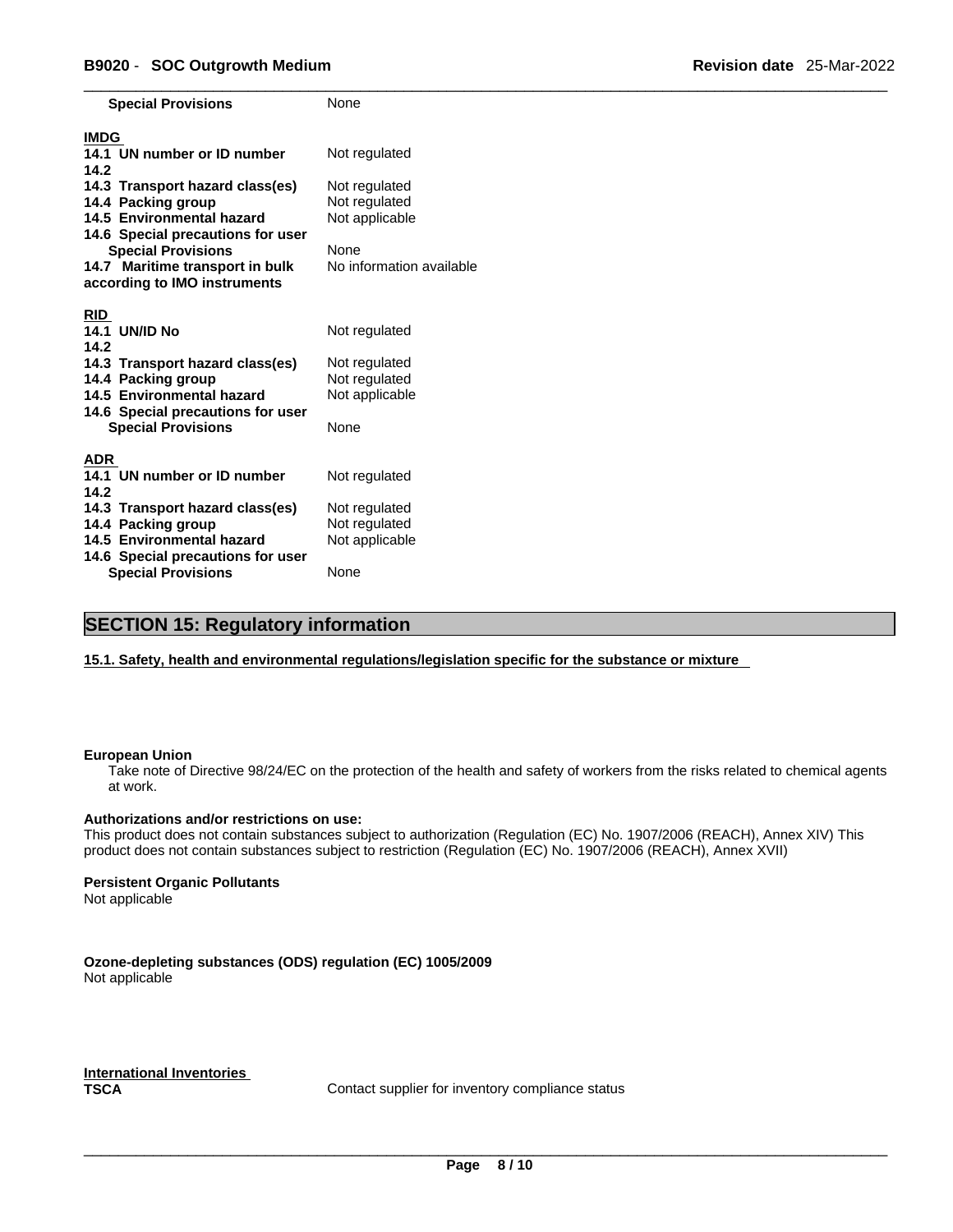| | |
|---|---|
| **Special Provisions** | None |

**IMDG**

| | |
|---|---|
| **14.1 UN number or ID number** | Not regulated |
| **14.2** | |
| **14.3 Transport hazard class(es)** | Not regulated |
| **14.4 Packing group** | Not regulated |
| **14.5 Environmental hazard** | Not applicable |
| **14.6 Special precautions for user** | |
| **Special Provisions** | None |
| **14.7 Maritime transport in bulk according to IMO instruments** | No information available |

**RID**

| | |
|---|---|
| **14.1 UN/ID No** | Not regulated |
| **14.2** | |
| **14.3 Transport hazard class(es)** | Not regulated |
| **14.4 Packing group** | Not regulated |
| **14.5 Environmental hazard** | Not applicable |
| **14.6 Special precautions for user** | |
| **Special Provisions** | None |

**ADR**

| | |
|---|---|
| **14.1 UN number or ID number** | Not regulated |
| **14.2** | |
| **14.3 Transport hazard class(es)** | Not regulated |
| **14.4 Packing group** | Not regulated |
| **14.5 Environmental hazard** | Not applicable |
| **14.6 Special precautions for user** | |
| **Special Provisions** | None |

## SECTION 15: Regulatory information

### 15.1. Safety, health and environmental regulations/legislation specific for the substance or mixture

**European Union**

Take note of Directive 98/24/EC on the protection of the health and safety of workers from the risks related to chemical agents at work.

**Authorizations and/or restrictions on use:**

This product does not contain substances subject to authorization (Regulation (EC) No. 1907/2006 (REACH), Annex XIV) This product does not contain substances subject to restriction (Regulation (EC) No. 1907/2006 (REACH), Annex XVII)

**Persistent Organic Pollutants**

Not applicable

**Ozone-depleting substances (ODS) regulation (EC) 1005/2009**

Not applicable

**International Inventories**

| | |
|---|---|
| **TSCA** | Contact supplier for inventory compliance status |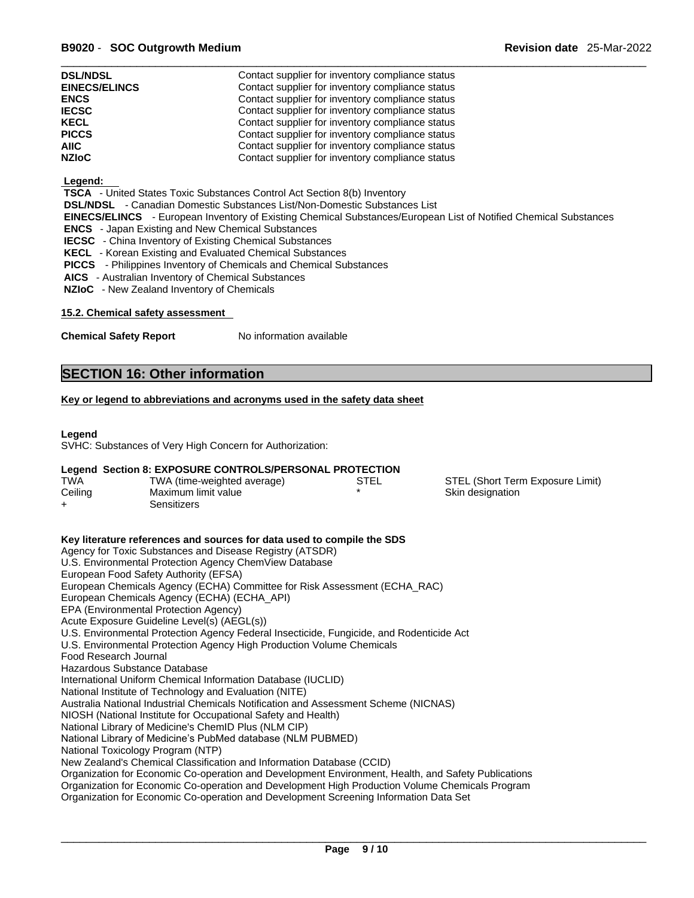| | |
|---|---|
| **DSL/NDSL** | Contact supplier for inventory compliance status |
| **EINECS/ELINCS** | Contact supplier for inventory compliance status |
| **ENCS** | Contact supplier for inventory compliance status |
| **IECSC** | Contact supplier for inventory compliance status |
| **KECL** | Contact supplier for inventory compliance status |
| **PICCS** | Contact supplier for inventory compliance status |
| **AIIC** | Contact supplier for inventory compliance status |
| **NZIoC** | Contact supplier for inventory compliance status |

**Legend:**

**TSCA** - United States Toxic Substances Control Act Section 8(b) Inventory
**DSL/NDSL** - Canadian Domestic Substances List/Non-Domestic Substances List
**EINECS/ELINCS** - European Inventory of Existing Chemical Substances/European List of Notified Chemical Substances
**ENCS** - Japan Existing and New Chemical Substances
**IECSC** - China Inventory of Existing Chemical Substances
**KECL** - Korean Existing and Evaluated Chemical Substances
**PICCS** - Philippines Inventory of Chemicals and Chemical Substances
**AICS** - Australian Inventory of Chemical Substances
**NZIoC** - New Zealand Inventory of Chemicals

**15.2. Chemical safety assessment**

**Chemical Safety Report** No information available

## SECTION 16: Other information

**Key or legend to abbreviations and acronyms used in the safety data sheet**

**Legend**
SVHC: Substances of Very High Concern for Authorization:

**Legend Section 8: EXPOSURE CONTROLS/PERSONAL PROTECTION**

| | | | |
|---|---|---|---|
| TWA | TWA (time-weighted average) | STEL | STEL (Short Term Exposure Limit) |
| Ceiling | Maximum limit value | * | Skin designation |
| + | Sensitizers | | |

**Key literature references and sources for data used to compile the SDS**
Agency for Toxic Substances and Disease Registry (ATSDR)
U.S. Environmental Protection Agency ChemView Database
European Food Safety Authority (EFSA)
European Chemicals Agency (ECHA) Committee for Risk Assessment (ECHA_RAC)
European Chemicals Agency (ECHA) (ECHA_API)
EPA (Environmental Protection Agency)
Acute Exposure Guideline Level(s) (AEGL(s))
U.S. Environmental Protection Agency Federal Insecticide, Fungicide, and Rodenticide Act
U.S. Environmental Protection Agency High Production Volume Chemicals
Food Research Journal
Hazardous Substance Database
International Uniform Chemical Information Database (IUCLID)
National Institute of Technology and Evaluation (NITE)
Australia National Industrial Chemicals Notification and Assessment Scheme (NICNAS)
NIOSH (National Institute for Occupational Safety and Health)
National Library of Medicine's ChemID Plus (NLM CIP)
National Library of Medicine's PubMed database (NLM PUBMED)
National Toxicology Program (NTP)
New Zealand's Chemical Classification and Information Database (CCID)
Organization for Economic Co-operation and Development Environment, Health, and Safety Publications
Organization for Economic Co-operation and Development High Production Volume Chemicals Program
Organization for Economic Co-operation and Development Screening Information Data Set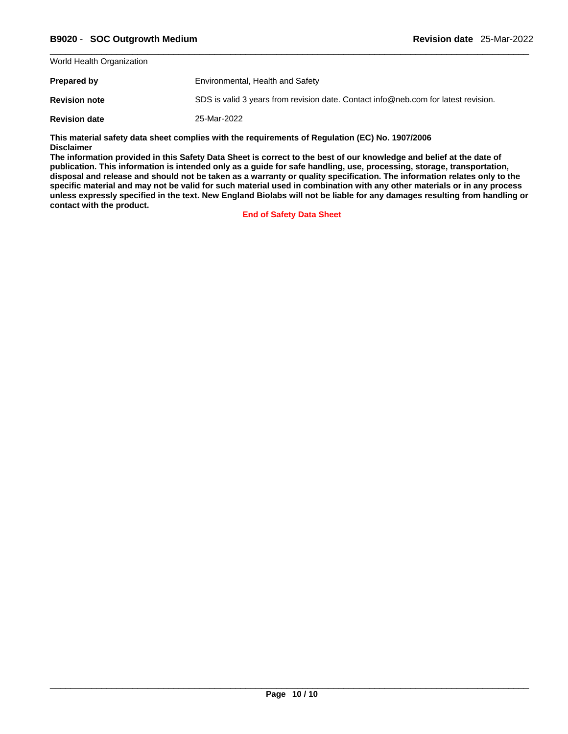World Health Organization

| | |
|---|---|
| **Prepared by** | Environmental, Health and Safety |
| **Revision note** | SDS is valid 3 years from revision date. Contact info@neb.com for latest revision. |
| **Revision date** | 25-Mar-2022 |

**This material safety data sheet complies with the requirements of Regulation (EC) No. 1907/2006**

**Disclaimer**

**The information provided in this Safety Data Sheet is correct to the best of our knowledge and belief at the date of publication. This information is intended only as a guide for safe handling, use, processing, storage, transportation, disposal and release and should not be taken as a warranty or quality specification. The information relates only to the specific material and may not be valid for such material used in combination with any other materials or in any process unless expressly specified in the text. New England Biolabs will not be liable for any damages resulting from handling or contact with the product.**

**End of Safety Data Sheet**